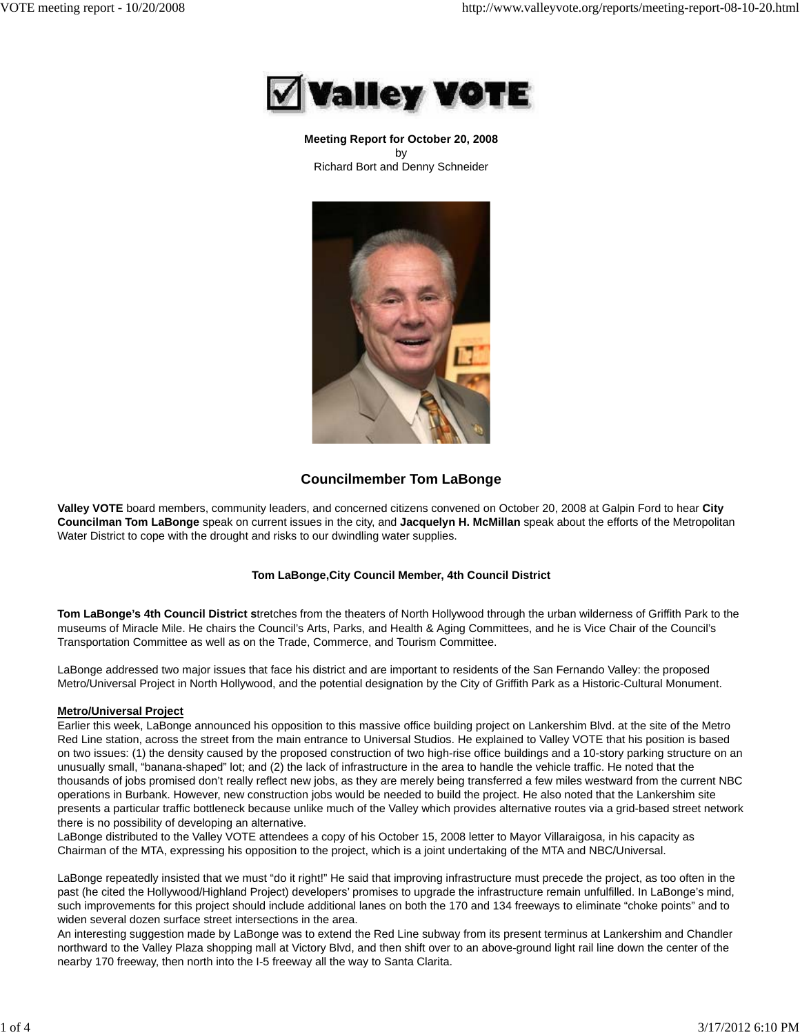**Meeting Report for October 20, 2008**
by
Richard Bort and Denny Schneider

## Councilmember Tom LaBonge

**Valley VOTE** board members, community leaders, and concerned citizens convened on October 20, 2008 at Galpin Ford to hear **City Councilman Tom LaBonge** speak on current issues in the city, and **Jacquelyn H. McMillan** speak about the efforts of the Metropolitan Water District to cope with the drought and risks to our dwindling water supplies.

### Tom LaBonge,City Council Member, 4th Council District

**Tom LaBonge's 4th Council District s**tretches from the theaters of North Hollywood through the urban wilderness of Griffith Park to the museums of Miracle Mile. He chairs the Council's Arts, Parks, and Health & Aging Committees, and he is Vice Chair of the Council's Transportation Committee as well as on the Trade, Commerce, and Tourism Committee.

LaBonge addressed two major issues that face his district and are important to residents of the San Fernando Valley: the proposed Metro/Universal Project in North Hollywood, and the potential designation by the City of Griffith Park as a Historic-Cultural Monument.

**Metro/Universal Project**

Earlier this week, LaBonge announced his opposition to this massive office building project on Lankershim Blvd. at the site of the Metro Red Line station, across the street from the main entrance to Universal Studios. He explained to Valley VOTE that his position is based on two issues: (1) the density caused by the proposed construction of two high-rise office buildings and a 10-story parking structure on an unusually small, "banana-shaped" lot; and (2) the lack of infrastructure in the area to handle the vehicle traffic. He noted that the thousands of jobs promised don't really reflect new jobs, as they are merely being transferred a few miles westward from the current NBC operations in Burbank. However, new construction jobs would be needed to build the project. He also noted that the Lankershim site presents a particular traffic bottleneck because unlike much of the Valley which provides alternative routes via a grid-based street network there is no possibility of developing an alternative.
LaBonge distributed to the Valley VOTE attendees a copy of his October 15, 2008 letter to Mayor Villaraigosa, in his capacity as Chairman of the MTA, expressing his opposition to the project, which is a joint undertaking of the MTA and NBC/Universal.

LaBonge repeatedly insisted that we must "do it right!" He said that improving infrastructure must precede the project, as too often in the past (he cited the Hollywood/Highland Project) developers' promises to upgrade the infrastructure remain unfulfilled. In LaBonge's mind, such improvements for this project should include additional lanes on both the 170 and 134 freeways to eliminate "choke points" and to widen several dozen surface street intersections in the area.
An interesting suggestion made by LaBonge was to extend the Red Line subway from its present terminus at Lankershim and Chandler northward to the Valley Plaza shopping mall at Victory Blvd, and then shift over to an above-ground light rail line down the center of the nearby 170 freeway, then north into the I-5 freeway all the way to Santa Clarita.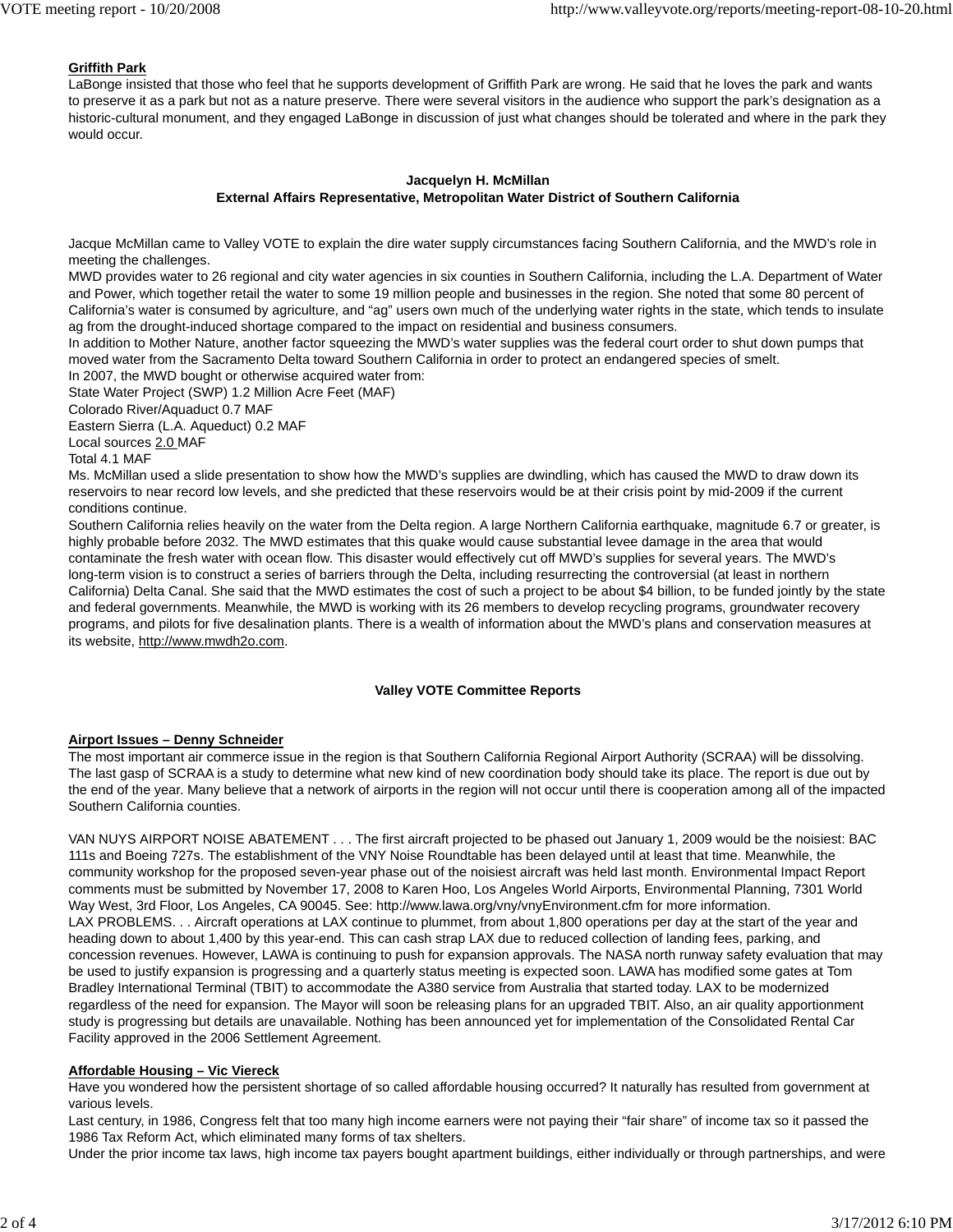**Griffith Park**

LaBonge insisted that those who feel that he supports development of Griffith Park are wrong. He said that he loves the park and wants to preserve it as a park but not as a nature preserve. There were several visitors in the audience who support the park's designation as a historic-cultural monument, and they engaged LaBonge in discussion of just what changes should be tolerated and where in the park they would occur.

**Jacquelyn H. McMillan**
**External Affairs Representative, Metropolitan Water District of Southern California**

Jacque McMillan came to Valley VOTE to explain the dire water supply circumstances facing Southern California, and the MWD's role in meeting the challenges.

MWD provides water to 26 regional and city water agencies in six counties in Southern California, including the L.A. Department of Water and Power, which together retail the water to some 19 million people and businesses in the region. She noted that some 80 percent of California's water is consumed by agriculture, and "ag" users own much of the underlying water rights in the state, which tends to insulate ag from the drought-induced shortage compared to the impact on residential and business consumers.

In addition to Mother Nature, another factor squeezing the MWD's water supplies was the federal court order to shut down pumps that moved water from the Sacramento Delta toward Southern California in order to protect an endangered species of smelt.

In 2007, the MWD bought or otherwise acquired water from:

State Water Project (SWP) 1.2 Million Acre Feet (MAF)
Colorado River/Aquaduct 0.7 MAF
Eastern Sierra (L.A. Aqueduct) 0.2 MAF
Local sources 2.0 MAF
Total 4.1 MAF

Ms. McMillan used a slide presentation to show how the MWD's supplies are dwindling, which has caused the MWD to draw down its reservoirs to near record low levels, and she predicted that these reservoirs would be at their crisis point by mid-2009 if the current conditions continue.

Southern California relies heavily on the water from the Delta region. A large Northern California earthquake, magnitude 6.7 or greater, is highly probable before 2032. The MWD estimates that this quake would cause substantial levee damage in the area that would contaminate the fresh water with ocean flow. This disaster would effectively cut off MWD's supplies for several years. The MWD's long-term vision is to construct a series of barriers through the Delta, including resurrecting the controversial (at least in northern California) Delta Canal. She said that the MWD estimates the cost of such a project to be about $4 billion, to be funded jointly by the state and federal governments. Meanwhile, the MWD is working with its 26 members to develop recycling programs, groundwater recovery programs, and pilots for five desalination plants. There is a wealth of information about the MWD's plans and conservation measures at its website, http://www.mwdh2o.com.

**Valley VOTE Committee Reports**

**Airport Issues – Denny Schneider**

The most important air commerce issue in the region is that Southern California Regional Airport Authority (SCRAA) will be dissolving. The last gasp of SCRAA is a study to determine what new kind of new coordination body should take its place. The report is due out by the end of the year. Many believe that a network of airports in the region will not occur until there is cooperation among all of the impacted Southern California counties.

VAN NUYS AIRPORT NOISE ABATEMENT . . . The first aircraft projected to be phased out January 1, 2009 would be the noisiest: BAC 111s and Boeing 727s. The establishment of the VNY Noise Roundtable has been delayed until at least that time. Meanwhile, the community workshop for the proposed seven-year phase out of the noisiest aircraft was held last month. Environmental Impact Report comments must be submitted by November 17, 2008 to Karen Hoo, Los Angeles World Airports, Environmental Planning, 7301 World Way West, 3rd Floor, Los Angeles, CA 90045. See: http://www.lawa.org/vny/vnyEnvironment.cfm for more information.

LAX PROBLEMS. . . Aircraft operations at LAX continue to plummet, from about 1,800 operations per day at the start of the year and heading down to about 1,400 by this year-end. This can cash strap LAX due to reduced collection of landing fees, parking, and concession revenues. However, LAWA is continuing to push for expansion approvals. The NASA north runway safety evaluation that may be used to justify expansion is progressing and a quarterly status meeting is expected soon. LAWA has modified some gates at Tom Bradley International Terminal (TBIT) to accommodate the A380 service from Australia that started today. LAX to be modernized regardless of the need for expansion. The Mayor will soon be releasing plans for an upgraded TBIT. Also, an air quality apportionment study is progressing but details are unavailable. Nothing has been announced yet for implementation of the Consolidated Rental Car Facility approved in the 2006 Settlement Agreement.

**Affordable Housing – Vic Viereck**

Have you wondered how the persistent shortage of so called affordable housing occurred? It naturally has resulted from government at various levels.

Last century, in 1986, Congress felt that too many high income earners were not paying their "fair share" of income tax so it passed the 1986 Tax Reform Act, which eliminated many forms of tax shelters.

Under the prior income tax laws, high income tax payers bought apartment buildings, either individually or through partnerships, and were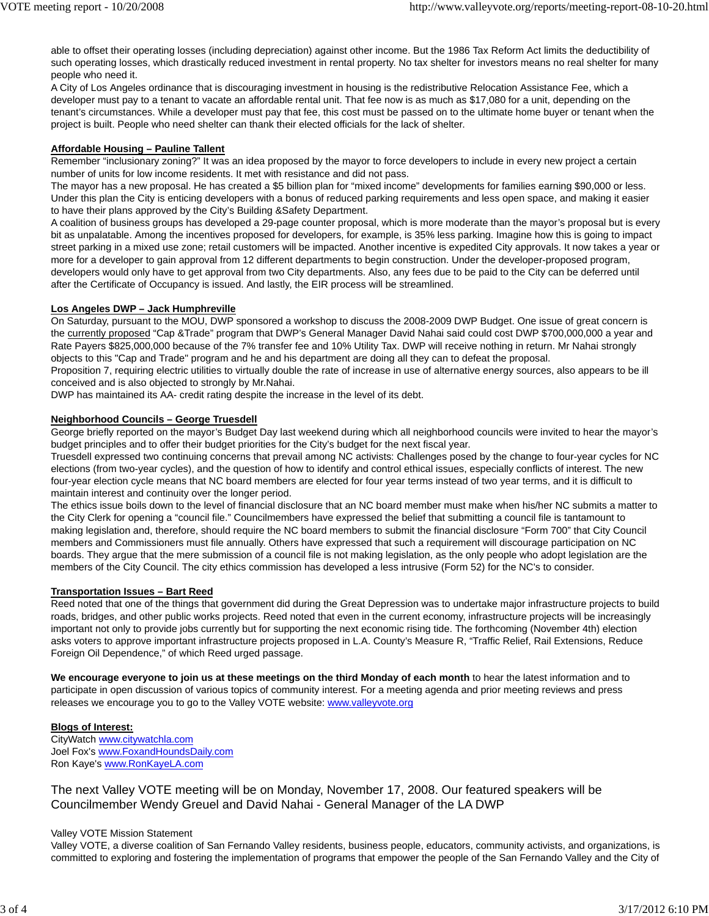able to offset their operating losses (including depreciation) against other income. But the 1986 Tax Reform Act limits the deductibility of such operating losses, which drastically reduced investment in rental property. No tax shelter for investors means no real shelter for many people who need it.

A City of Los Angeles ordinance that is discouraging investment in housing is the redistributive Relocation Assistance Fee, which a developer must pay to a tenant to vacate an affordable rental unit. That fee now is as much as $17,080 for a unit, depending on the tenant's circumstances. While a developer must pay that fee, this cost must be passed on to the ultimate home buyer or tenant when the project is built. People who need shelter can thank their elected officials for the lack of shelter.

**Affordable Housing – Pauline Tallent**

Remember "inclusionary zoning?" It was an idea proposed by the mayor to force developers to include in every new project a certain number of units for low income residents. It met with resistance and did not pass.

The mayor has a new proposal. He has created a $5 billion plan for "mixed income" developments for families earning $90,000 or less. Under this plan the City is enticing developers with a bonus of reduced parking requirements and less open space, and making it easier to have their plans approved by the City's Building &Safety Department.

A coalition of business groups has developed a 29-page counter proposal, which is more moderate than the mayor's proposal but is every bit as unpalatable. Among the incentives proposed for developers, for example, is 35% less parking. Imagine how this is going to impact street parking in a mixed use zone; retail customers will be impacted. Another incentive is expedited City approvals. It now takes a year or more for a developer to gain approval from 12 different departments to begin construction. Under the developer-proposed program, developers would only have to get approval from two City departments. Also, any fees due to be paid to the City can be deferred until after the Certificate of Occupancy is issued. And lastly, the EIR process will be streamlined.

**Los Angeles DWP – Jack Humphreville**

On Saturday, pursuant to the MOU, DWP sponsored a workshop to discuss the 2008-2009 DWP Budget. One issue of great concern is the currently proposed "Cap &Trade" program that DWP's General Manager David Nahai said could cost DWP $700,000,000 a year and Rate Payers $825,000,000 because of the 7% transfer fee and 10% Utility Tax. DWP will receive nothing in return. Mr Nahai strongly objects to this "Cap and Trade" program and he and his department are doing all they can to defeat the proposal.

Proposition 7, requiring electric utilities to virtually double the rate of increase in use of alternative energy sources, also appears to be ill conceived and is also objected to strongly by Mr.Nahai.

DWP has maintained its AA- credit rating despite the increase in the level of its debt.

**Neighborhood Councils – George Truesdell**

George briefly reported on the mayor's Budget Day last weekend during which all neighborhood councils were invited to hear the mayor's budget principles and to offer their budget priorities for the City's budget for the next fiscal year.

Truesdell expressed two continuing concerns that prevail among NC activists: Challenges posed by the change to four-year cycles for NC elections (from two-year cycles), and the question of how to identify and control ethical issues, especially conflicts of interest. The new four-year election cycle means that NC board members are elected for four year terms instead of two year terms, and it is difficult to maintain interest and continuity over the longer period.

The ethics issue boils down to the level of financial disclosure that an NC board member must make when his/her NC submits a matter to the City Clerk for opening a "council file." Councilmembers have expressed the belief that submitting a council file is tantamount to making legislation and, therefore, should require the NC board members to submit the financial disclosure "Form 700" that City Council members and Commissioners must file annually. Others have expressed that such a requirement will discourage participation on NC boards. They argue that the mere submission of a council file is not making legislation, as the only people who adopt legislation are the members of the City Council. The city ethics commission has developed a less intrusive (Form 52) for the NC's to consider.

**Transportation Issues – Bart Reed**

Reed noted that one of the things that government did during the Great Depression was to undertake major infrastructure projects to build roads, bridges, and other public works projects. Reed noted that even in the current economy, infrastructure projects will be increasingly important not only to provide jobs currently but for supporting the next economic rising tide. The forthcoming (November 4th) election asks voters to approve important infrastructure projects proposed in L.A. County's Measure R, "Traffic Relief, Rail Extensions, Reduce Foreign Oil Dependence," of which Reed urged passage.

**We encourage everyone to join us at these meetings on the third Monday of each month** to hear the latest information and to participate in open discussion of various topics of community interest. For a meeting agenda and prior meeting reviews and press releases we encourage you to go to the Valley VOTE website: www.valleyvote.org

**Blogs of Interest:**

CityWatch www.citywatchla.com
Joel Fox's www.FoxandHoundsDaily.com
Ron Kaye's www.RonKayeLA.com

The next Valley VOTE meeting will be on Monday, November 17, 2008. Our featured speakers will be Councilmember Wendy Greuel and David Nahai - General Manager of the LA DWP

Valley VOTE Mission Statement

Valley VOTE, a diverse coalition of San Fernando Valley residents, business people, educators, community activists, and organizations, is committed to exploring and fostering the implementation of programs that empower the people of the San Fernando Valley and the City of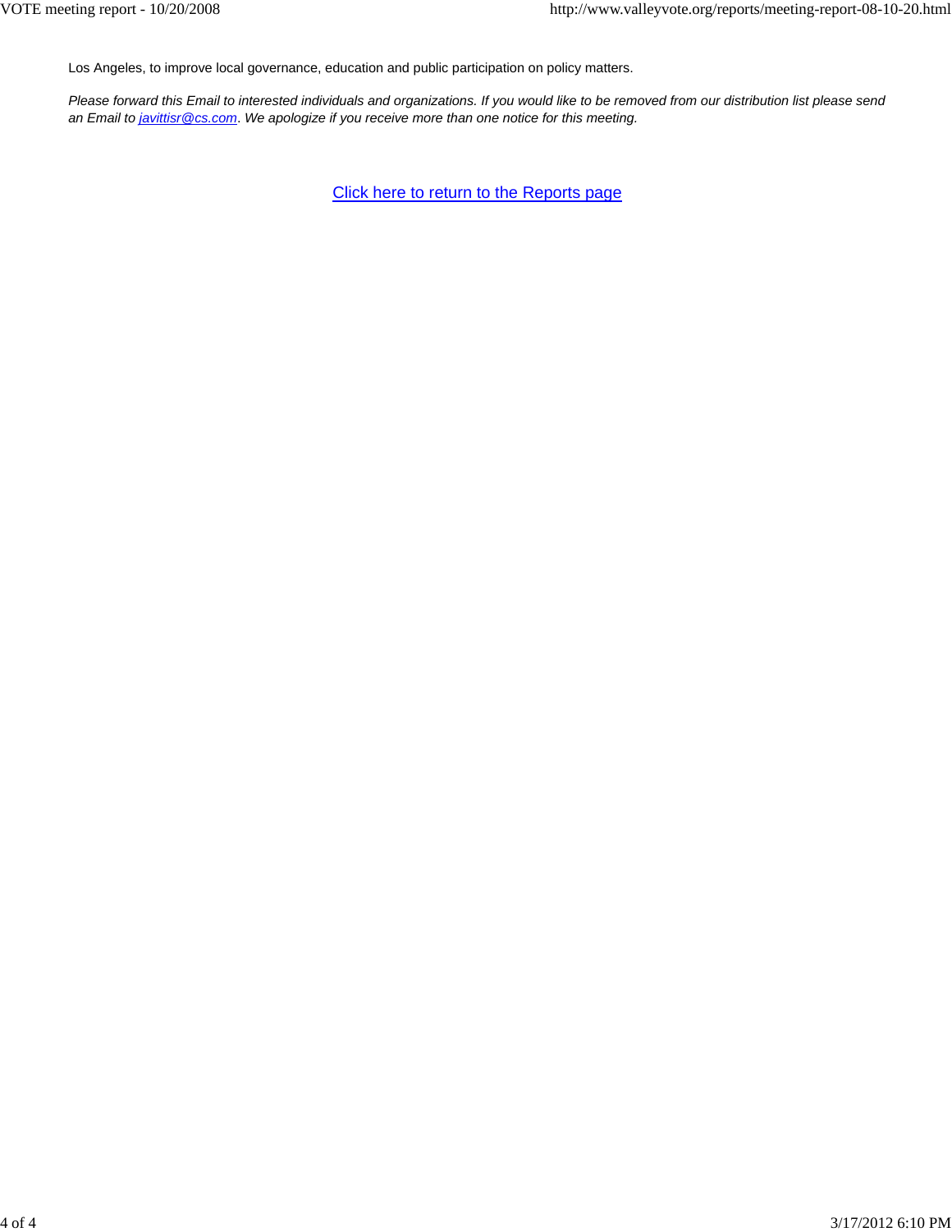Los Angeles, to improve local governance, education and public participation on policy matters.

*Please forward this Email to interested individuals and organizations. If you would like to be removed from our distribution list please send an Email to javittisr@cs.com. We apologize if you receive more than one notice for this meeting.*

Click here to return to the Reports page